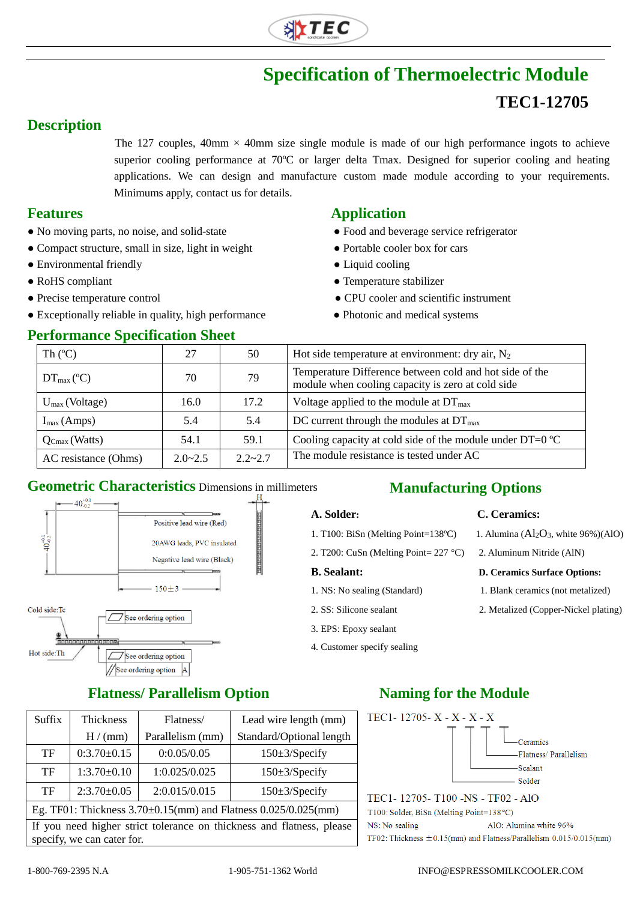# Specification of Thermoelectric Module

## TEC1-12705

## Description

The 127 couples, 40mm × 40mm size single module is made of our high performance ingots to achieve superior cooling performance at 70ºC or larger delta Tmax. Designed for superior cooling and heating applications. We can design and manufacture custom made module according to your requirements. Minimums apply, contact us for details.

## Features

- No moving parts, no noise, and solid-state
- Compact structure, small in size, light in weight
- Environmental friendly
- RoHS compliant
- Precise temperature control
- Exceptionally reliable in quality, high performance

## Application

- Food and beverage service refrigerator
- Portable cooler box for cars
- Liquid cooling
- Temperature stabilizer
- CPU cooler and scientific instrument
- Photonic and medical systems

## Performance Specification Sheet

| Th (ºC) | 27 | 50 | Hot side temperature at environment: dry air, $N_2$ |
|---|---|---|---|
| $DT_{max}$ (ºC) | 70 | 79 | Temperature Difference between cold and hot side of the module when cooling capacity is zero at cold side |
| $U_{max}$ (Voltage) | 16.0 | 17.2 | Voltage applied to the module at $DT_{max}$ |
| $I_{max}$ (Amps) | 5.4 | 5.4 | DC current through the modules at $DT_{max}$ |
| $Q_{Cmax}$ (Watts) | 54.1 | 59.1 | Cooling capacity at cold side of the module under DT=0 ºC |
| AC resistance (Ohms) | 2.0~2.5 | 2.2~2.7 | The module resistance is tested under AC |

## Geometric Characteristics

Dimensions in millimeters

$40^{+0.1}_{-0.2}$ × $40^{+0.1}_{-0.2}$; H

Positive lead wire (Red)

20AWG leads, PVC insulated

Negative lead wire (Black)

150±3

Cold side:Tc

Hot side:Th

See ordering option

See ordering option

See ordering option A

## Manufacturing Options

**A. Solder:**

1. T100: BiSn (Melting Point=138ºC)
2. T200: CuSn (Melting Point= 227 °C)

**B. Sealant:**

1. NS: No sealing (Standard)
2. SS: Silicone sealant
3. EPS: Epoxy sealant
4. Customer specify sealing

**C. Ceramics:**

1. Alumina ($Al_2O_3$, white 96%)(AlO)
2. Aluminum Nitride (AlN)

**D. Ceramics Surface Options:**

1. Blank ceramics (not metalized)
2. Metalized (Copper-Nickel plating)

## Flatness/ Parallelism Option

| Suffix | Thickness H / (mm) | Flatness/ Parallelism (mm) | Lead wire length (mm) Standard/Optional length |
|---|---|---|---|
| TF | 0:3.70±0.15 | 0:0.05/0.05 | 150±3/Specify |
| TF | 1:3.70±0.10 | 1:0.025/0.025 | 150±3/Specify |
| TF | 2:3.70±0.05 | 2:0.015/0.015 | 150±3/Specify |
| Eg. TF01: Thickness 3.70±0.15(mm) and Flatness 0.025/0.025(mm) | | | |
| If you need higher strict tolerance on thickness and flatness, please specify, we can cater for. | | | |

## Naming for the Module

TEC1- 12705- X - X - X - X

- Solder
- Sealant
- Flatness/ Parallelism
- Ceramics

TEC1- 12705- T100 -NS - TF02 - AlO

T100: Solder, BiSn (Melting Point=138 ºC)

NS: No sealing

AlO: Alumina white 96%

TF02: Thickness ±0.15(mm) and Flatness/Parallelism 0.015/0.015(mm)

1-800-769-2395 N.A 1-905-751-1362 World INFO@ESPRESSOMILKCOOLER.COM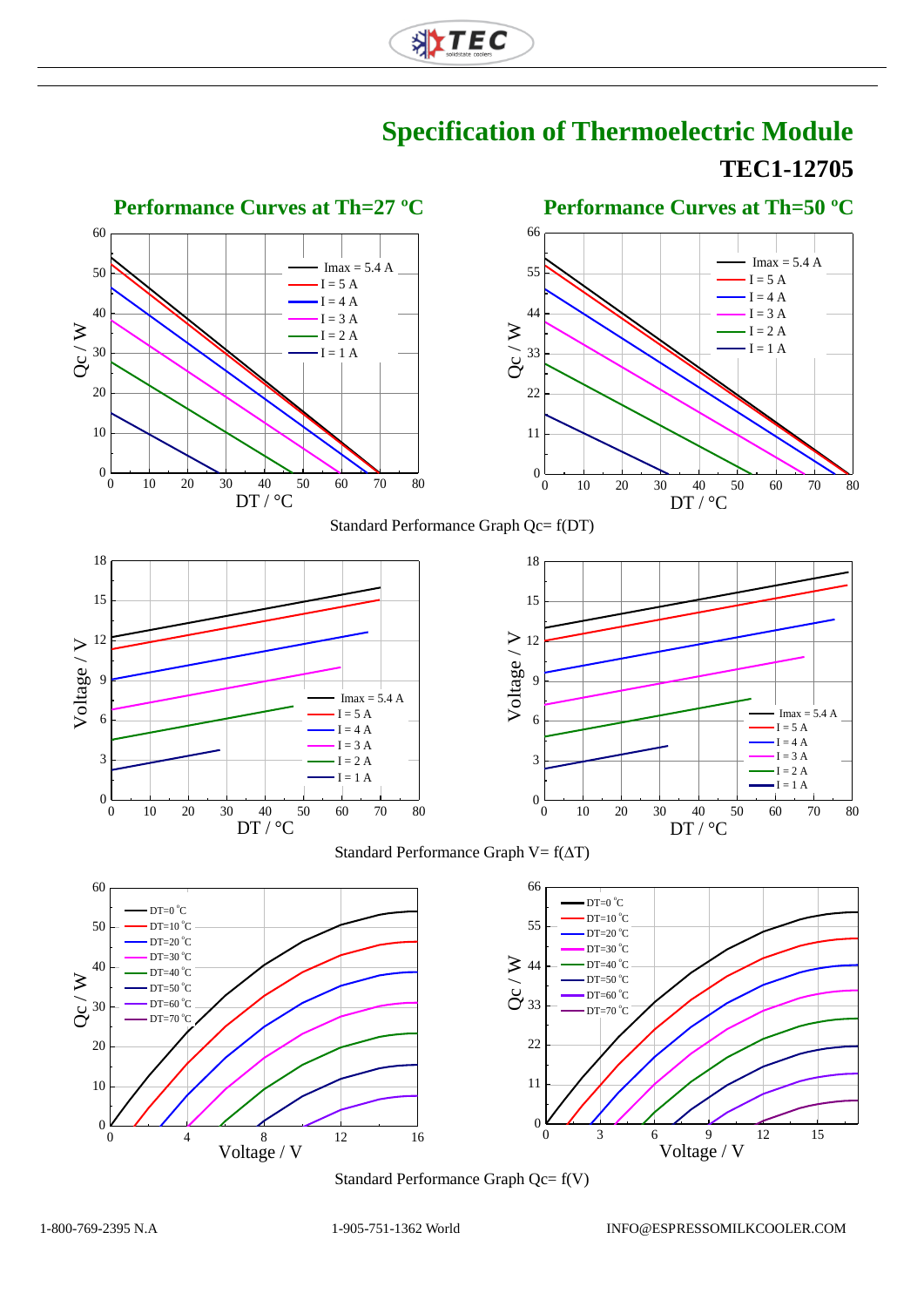# Specification of Thermoelectric Module

## TEC1-12705

### Performance Curves at Th=27 ºC

### Performance Curves at Th=50 ºC

Standard Performance Graph Qc= f(DT)

Standard Performance Graph V= f(ΔT)

Standard Performance Graph Qc= f(V)

1-800-769-2395 N.A 1-905-751-1362 World INFO@ESPRESSOMILKCOOLER.COM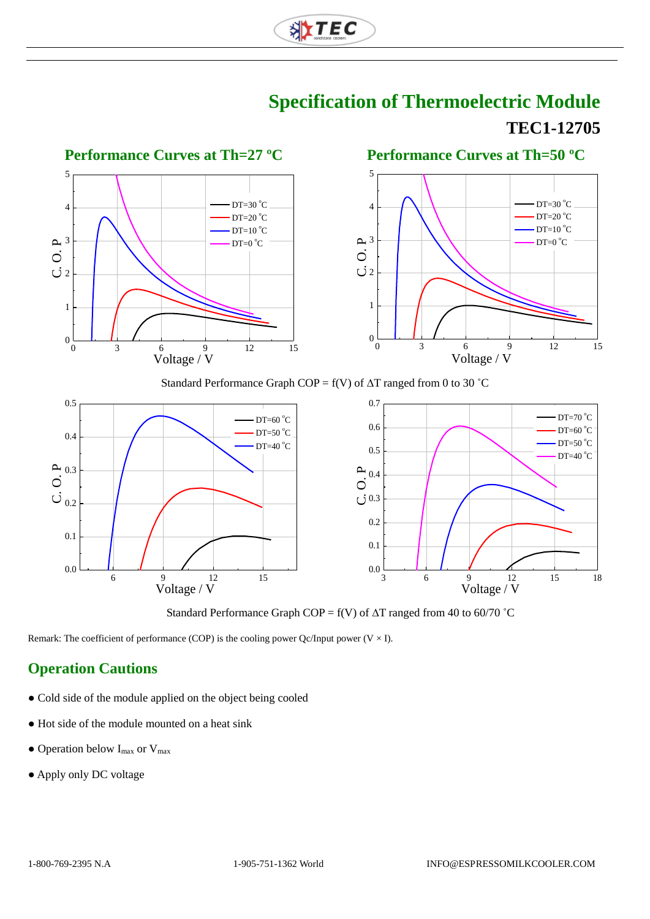# Specification of Thermoelectric Module

## TEC1-12705

### Performance Curves at Th=27 ºC

C. O. P

Voltage / V

DT=30 °C
DT=20 °C
DT=10 °C
DT=0 °C

### Performance Curves at Th=50 ºC

C. O. P

Voltage / V

DT=30 °C
DT=20 °C
DT=10 °C
DT=0 °C

Standard Performance Graph COP = f(V) of ΔT ranged from 0 to 30 ˚C

C. O. P

Voltage / V

DT=60 °C
DT=50 °C
DT=40 °C

C. O. P

Voltage / V

DT=70 °C
DT=60 °C
DT=50 °C
DT=40 °C

Standard Performance Graph COP = f(V) of ΔT ranged from 40 to 60/70 ˚C

Remark: The coefficient of performance (COP) is the cooling power Qc/Input power (V × I).

## Operation Cautions

- Cold side of the module applied on the object being cooled
- Hot side of the module mounted on a heat sink
- Operation below $I_{max}$ or $V_{max}$
- Apply only DC voltage

1-800-769-2395 N.A 1-905-751-1362 World INFO@ESPRESSOMILKCOOLER.COM